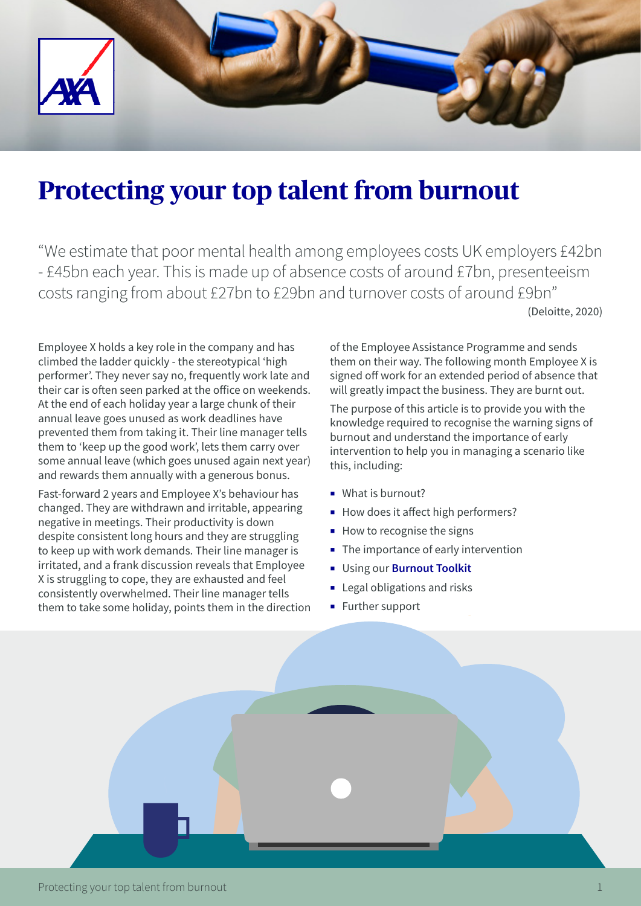# Protecting your top talent from burnout

"We estimate that poor mental health among employees costs UK employers £42bn - £45bn each year. This is made up of absence costs of around £7bn, presenteeism costs ranging from about £27bn to £29bn and turnover costs of around £9bn"

(Deloitte, 2020)

Employee X holds a key role in the company and has climbed the ladder quickly - the stereotypical 'high performer'. They never say no, frequently work late and their car is often seen parked at the office on weekends. At the end of each holiday year a large chunk of their annual leave goes unused as work deadlines have prevented them from taking it. Their line manager tells them to 'keep up the good work', lets them carry over some annual leave (which goes unused again next year) and rewards them annually with a generous bonus.

Fast-forward 2 years and Employee X's behaviour has changed. They are withdrawn and irritable, appearing negative in meetings. Their productivity is down despite consistent long hours and they are struggling to keep up with work demands. Their line manager is irritated, and a frank discussion reveals that Employee X is struggling to cope, they are exhausted and feel consistently overwhelmed. Their line manager tells them to take some holiday, points them in the direction of the Employee Assistance Programme and sends them on their way. The following month Employee X is signed off work for an extended period of absence that will greatly impact the business. They are burnt out.

The purpose of this article is to provide you with the knowledge required to recognise the warning signs of burnout and understand the importance of early intervention to help you in managing a scenario like this, including:

- What is burnout?
- How does it affect high performers?
- How to recognise the signs
- The importance of early intervention
- Using our **Burnout Toolkit**
- Legal obligations and risks
- Further support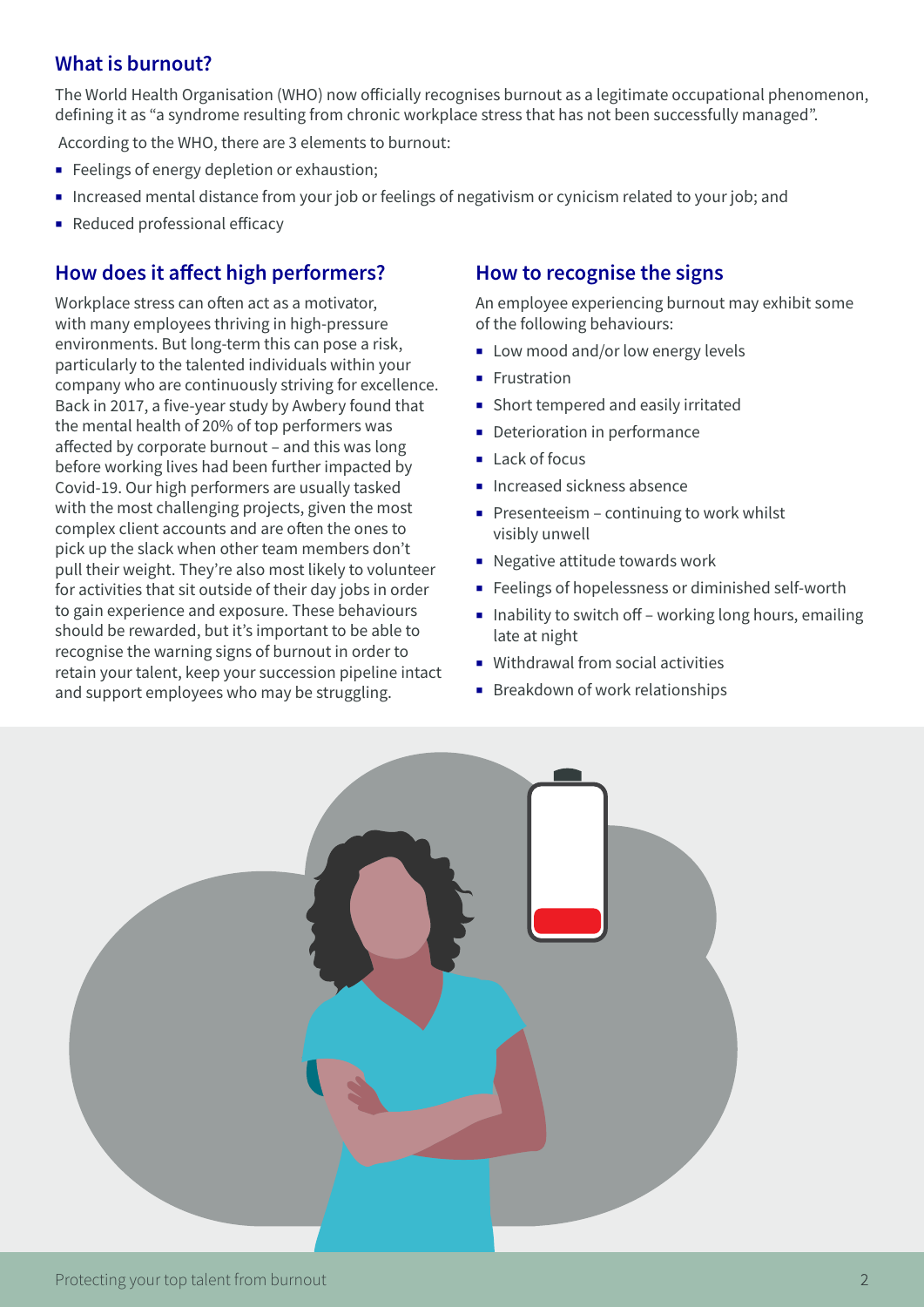## What is burnout?

The World Health Organisation (WHO) now officially recognises burnout as a legitimate occupational phenomenon, defining it as "a syndrome resulting from chronic workplace stress that has not been successfully managed".

According to the WHO, there are 3 elements to burnout:

- Feelings of energy depletion or exhaustion;
- Increased mental distance from your job or feelings of negativism or cynicism related to your job; and
- Reduced professional efficacy

## How does it affect high performers?

Workplace stress can often act as a motivator, with many employees thriving in high-pressure environments. But long-term this can pose a risk, particularly to the talented individuals within your company who are continuously striving for excellence. Back in 2017, a five-year study by Awbery found that the mental health of 20% of top performers was affected by corporate burnout – and this was long before working lives had been further impacted by Covid-19. Our high performers are usually tasked with the most challenging projects, given the most complex client accounts and are often the ones to pick up the slack when other team members don't pull their weight. They're also most likely to volunteer for activities that sit outside of their day jobs in order to gain experience and exposure. These behaviours should be rewarded, but it's important to be able to recognise the warning signs of burnout in order to retain your talent, keep your succession pipeline intact and support employees who may be struggling.

## How to recognise the signs

An employee experiencing burnout may exhibit some of the following behaviours:

- Low mood and/or low energy levels
- Frustration
- Short tempered and easily irritated
- Deterioration in performance
- Lack of focus
- Increased sickness absence
- Presenteeism – continuing to work whilst visibly unwell
- Negative attitude towards work
- Feelings of hopelessness or diminished self-worth
- Inability to switch off – working long hours, emailing late at night
- Withdrawal from social activities
- Breakdown of work relationships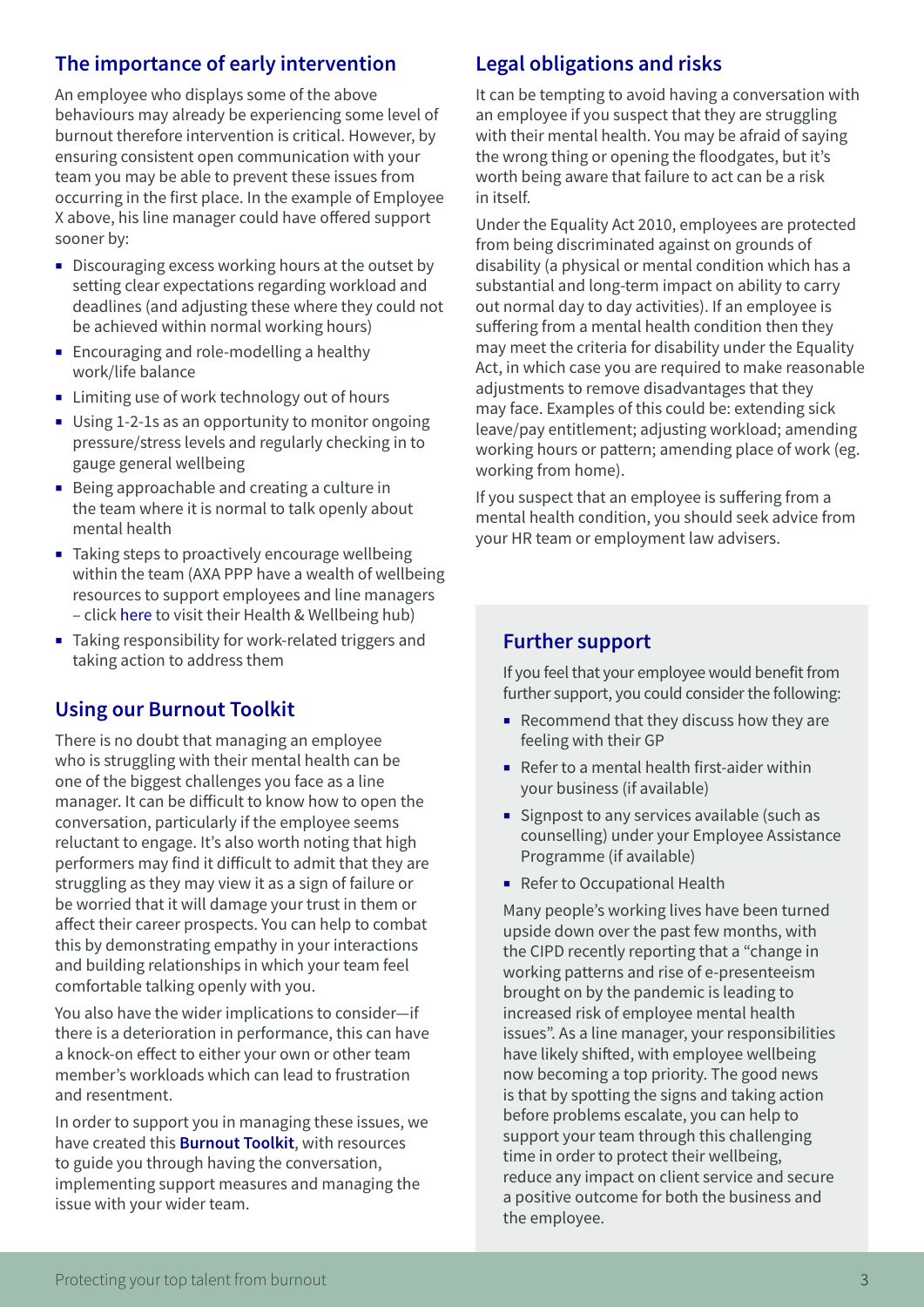## The importance of early intervention

An employee who displays some of the above behaviours may already be experiencing some level of burnout therefore intervention is critical. However, by ensuring consistent open communication with your team you may be able to prevent these issues from occurring in the first place. In the example of Employee X above, his line manager could have offered support sooner by:

- Discouraging excess working hours at the outset by setting clear expectations regarding workload and deadlines (and adjusting these where they could not be achieved within normal working hours)
- Encouraging and role-modelling a healthy work/life balance
- Limiting use of work technology out of hours
- Using 1-2-1s as an opportunity to monitor ongoing pressure/stress levels and regularly checking in to gauge general wellbeing
- Being approachable and creating a culture in the team where it is normal to talk openly about mental health
- Taking steps to proactively encourage wellbeing within the team (AXA PPP have a wealth of wellbeing resources to support employees and line managers – click here to visit their Health & Wellbeing hub)
- Taking responsibility for work-related triggers and taking action to address them

## Using our Burnout Toolkit

There is no doubt that managing an employee who is struggling with their mental health can be one of the biggest challenges you face as a line manager. It can be difficult to know how to open the conversation, particularly if the employee seems reluctant to engage. It's also worth noting that high performers may find it difficult to admit that they are struggling as they may view it as a sign of failure or be worried that it will damage your trust in them or affect their career prospects. You can help to combat this by demonstrating empathy in your interactions and building relationships in which your team feel comfortable talking openly with you.

You also have the wider implications to consider—if there is a deterioration in performance, this can have a knock-on effect to either your own or other team member's workloads which can lead to frustration and resentment.

In order to support you in managing these issues, we have created this **Burnout Toolkit**, with resources to guide you through having the conversation, implementing support measures and managing the issue with your wider team.

## Legal obligations and risks

It can be tempting to avoid having a conversation with an employee if you suspect that they are struggling with their mental health. You may be afraid of saying the wrong thing or opening the floodgates, but it's worth being aware that failure to act can be a risk in itself.

Under the Equality Act 2010, employees are protected from being discriminated against on grounds of disability (a physical or mental condition which has a substantial and long-term impact on ability to carry out normal day to day activities). If an employee is suffering from a mental health condition then they may meet the criteria for disability under the Equality Act, in which case you are required to make reasonable adjustments to remove disadvantages that they may face. Examples of this could be: extending sick leave/pay entitlement; adjusting workload; amending working hours or pattern; amending place of work (eg. working from home).

If you suspect that an employee is suffering from a mental health condition, you should seek advice from your HR team or employment law advisers.

## Further support

If you feel that your employee would benefit from further support, you could consider the following:

- Recommend that they discuss how they are feeling with their GP
- Refer to a mental health first-aider within your business (if available)
- Signpost to any services available (such as counselling) under your Employee Assistance Programme (if available)
- Refer to Occupational Health

Many people's working lives have been turned upside down over the past few months, with the CIPD recently reporting that a "change in working patterns and rise of e-presenteeism brought on by the pandemic is leading to increased risk of employee mental health issues". As a line manager, your responsibilities have likely shifted, with employee wellbeing now becoming a top priority. The good news is that by spotting the signs and taking action before problems escalate, you can help to support your team through this challenging time in order to protect their wellbeing, reduce any impact on client service and secure a positive outcome for both the business and the employee.